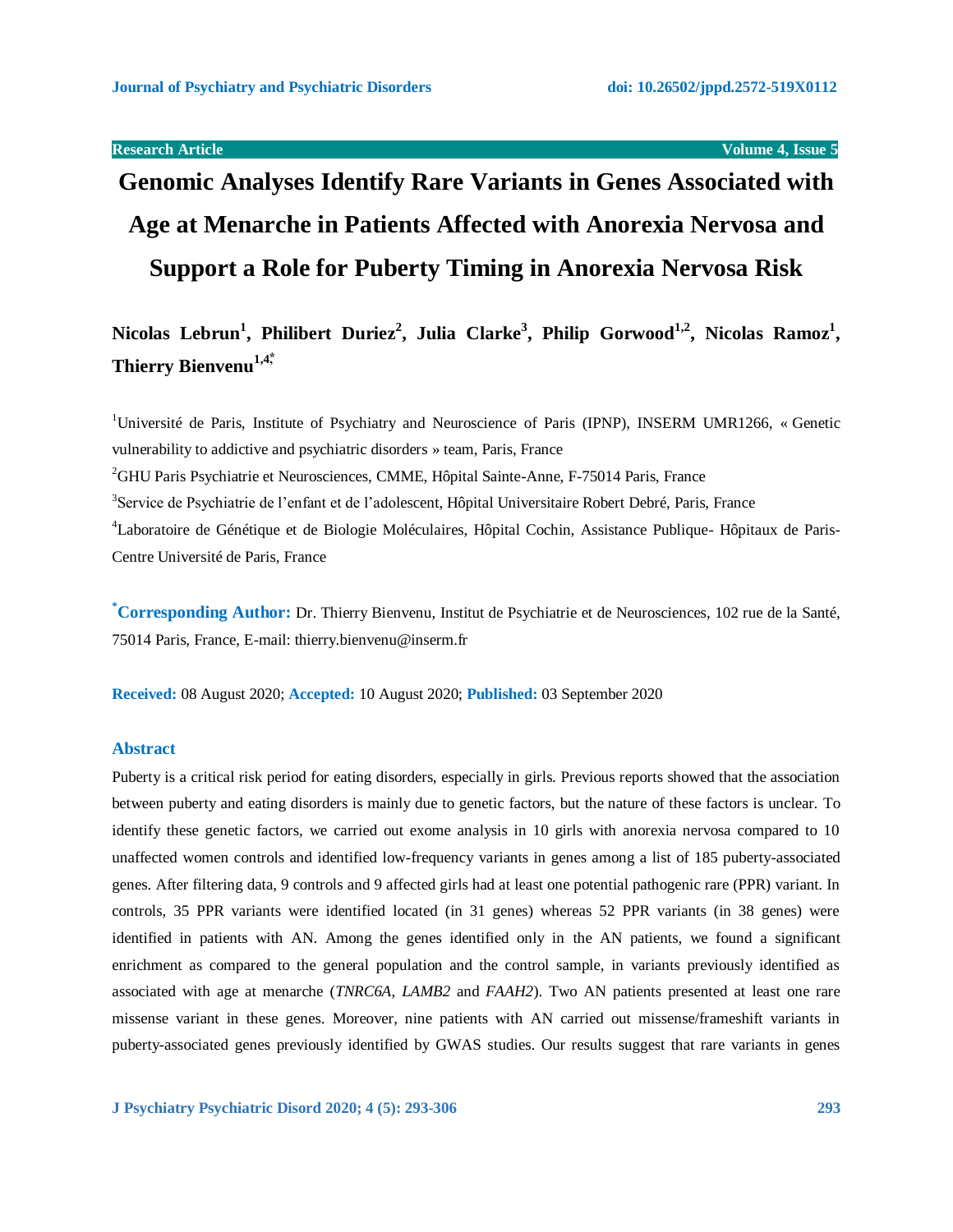Research Article

# Genomic Analyses Identify Rare Variants in Genes Associated with Age at Menarche in Patients Affected with Anorexia Nervosa and Support a Role for Puberty Timing in Anorexia Nervosa Risk

**Nicolas Lebrun[1], Philibert Duriez[2], Julia Clarke[3], Philip Gorwood[1,2], Nicolas Ramoz[1], Thierry Bienvenu[1,4,*]**

[1]Université de Paris, Institute of Psychiatry and Neuroscience of Paris (IPNP), INSERM UMR1266, « Genetic vulnerability to addictive and psychiatric disorders » team, Paris, France

[2]GHU Paris Psychiatrie et Neurosciences, CMME, Hôpital Sainte-Anne, F-75014 Paris, France

[3]Service de Psychiatrie de l'enfant et de l'adolescent, Hôpital Universitaire Robert Debré, Paris, France

[4]Laboratoire de Génétique et de Biologie Moléculaires, Hôpital Cochin, Assistance Publique- Hôpitaux de Paris-Centre Université de Paris, France

**[*]Corresponding Author:** Dr. Thierry Bienvenu, Institut de Psychiatrie et de Neurosciences, 102 rue de la Santé, 75014 Paris, France, E-mail: thierry.bienvenu@inserm.fr

**Received:** 08 August 2020; **Accepted:** 10 August 2020; **Published:** 03 September 2020

## Abstract

Puberty is a critical risk period for eating disorders, especially in girls. Previous reports showed that the association between puberty and eating disorders is mainly due to genetic factors, but the nature of these factors is unclear. To identify these genetic factors, we carried out exome analysis in 10 girls with anorexia nervosa compared to 10 unaffected women controls and identified low-frequency variants in genes among a list of 185 puberty-associated genes. After filtering data, 9 controls and 9 affected girls had at least one potential pathogenic rare (PPR) variant. In controls, 35 PPR variants were identified located (in 31 genes) whereas 52 PPR variants (in 38 genes) were identified in patients with AN. Among the genes identified only in the AN patients, we found a significant enrichment as compared to the general population and the control sample, in variants previously identified as associated with age at menarche (*TNRC6A*, *LAMB2* and *FAAH2*). Two AN patients presented at least one rare missense variant in these genes. Moreover, nine patients with AN carried out missense/frameshift variants in puberty-associated genes previously identified by GWAS studies. Our results suggest that rare variants in genes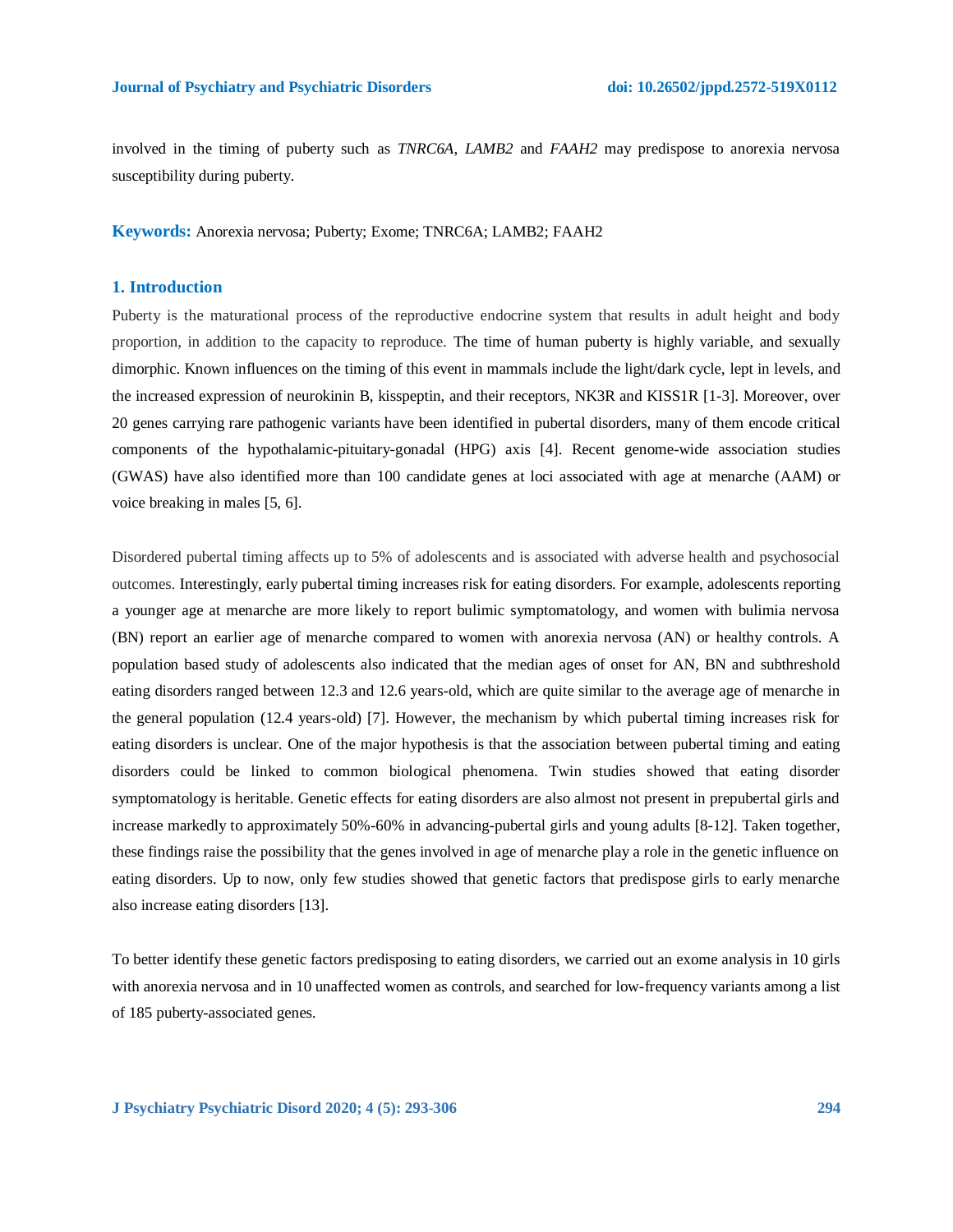involved in the timing of puberty such as *TNRC6A*, *LAMB2* and *FAAH2* may predispose to anorexia nervosa susceptibility during puberty.

**Keywords:** Anorexia nervosa; Puberty; Exome; TNRC6A; LAMB2; FAAH2

## 1. Introduction

Puberty is the maturational process of the reproductive endocrine system that results in adult height and body proportion, in addition to the capacity to reproduce. The time of human puberty is highly variable, and sexually dimorphic. Known influences on the timing of this event in mammals include the light/dark cycle, lept in levels, and the increased expression of neurokinin B, kisspeptin, and their receptors, NK3R and KISS1R [1-3]. Moreover, over 20 genes carrying rare pathogenic variants have been identified in pubertal disorders, many of them encode critical components of the hypothalamic-pituitary-gonadal (HPG) axis [4]. Recent genome-wide association studies (GWAS) have also identified more than 100 candidate genes at loci associated with age at menarche (AAM) or voice breaking in males [5, 6].

Disordered pubertal timing affects up to 5% of adolescents and is associated with adverse health and psychosocial outcomes. Interestingly, early pubertal timing increases risk for eating disorders. For example, adolescents reporting a younger age at menarche are more likely to report bulimic symptomatology, and women with bulimia nervosa (BN) report an earlier age of menarche compared to women with anorexia nervosa (AN) or healthy controls. A population based study of adolescents also indicated that the median ages of onset for AN, BN and subthreshold eating disorders ranged between 12.3 and 12.6 years-old, which are quite similar to the average age of menarche in the general population (12.4 years-old) [7]. However, the mechanism by which pubertal timing increases risk for eating disorders is unclear. One of the major hypothesis is that the association between pubertal timing and eating disorders could be linked to common biological phenomena. Twin studies showed that eating disorder symptomatology is heritable. Genetic effects for eating disorders are also almost not present in prepubertal girls and increase markedly to approximately 50%-60% in advancing-pubertal girls and young adults [8-12]. Taken together, these findings raise the possibility that the genes involved in age of menarche play a role in the genetic influence on eating disorders. Up to now, only few studies showed that genetic factors that predispose girls to early menarche also increase eating disorders [13].

To better identify these genetic factors predisposing to eating disorders, we carried out an exome analysis in 10 girls with anorexia nervosa and in 10 unaffected women as controls, and searched for low-frequency variants among a list of 185 puberty-associated genes.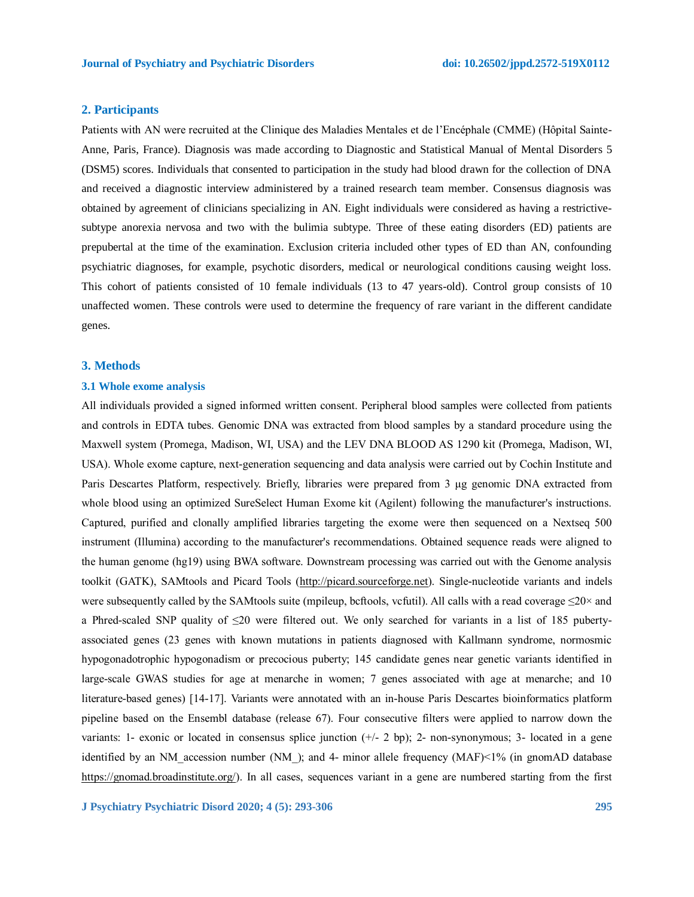## 2. Participants

Patients with AN were recruited at the Clinique des Maladies Mentales et de l'Encéphale (CMME) (Hôpital Sainte-Anne, Paris, France). Diagnosis was made according to Diagnostic and Statistical Manual of Mental Disorders 5 (DSM5) scores. Individuals that consented to participation in the study had blood drawn for the collection of DNA and received a diagnostic interview administered by a trained research team member. Consensus diagnosis was obtained by agreement of clinicians specializing in AN. Eight individuals were considered as having a restrictive-subtype anorexia nervosa and two with the bulimia subtype. Three of these eating disorders (ED) patients are prepubertal at the time of the examination. Exclusion criteria included other types of ED than AN, confounding psychiatric diagnoses, for example, psychotic disorders, medical or neurological conditions causing weight loss. This cohort of patients consisted of 10 female individuals (13 to 47 years-old). Control group consists of 10 unaffected women. These controls were used to determine the frequency of rare variant in the different candidate genes.

## 3. Methods

### 3.1 Whole exome analysis

All individuals provided a signed informed written consent. Peripheral blood samples were collected from patients and controls in EDTA tubes. Genomic DNA was extracted from blood samples by a standard procedure using the Maxwell system (Promega, Madison, WI, USA) and the LEV DNA BLOOD AS 1290 kit (Promega, Madison, WI, USA). Whole exome capture, next-generation sequencing and data analysis were carried out by Cochin Institute and Paris Descartes Platform, respectively. Briefly, libraries were prepared from 3 µg genomic DNA extracted from whole blood using an optimized SureSelect Human Exome kit (Agilent) following the manufacturer's instructions. Captured, purified and clonally amplified libraries targeting the exome were then sequenced on a Nextseq 500 instrument (Illumina) according to the manufacturer's recommendations. Obtained sequence reads were aligned to the human genome (hg19) using BWA software. Downstream processing was carried out with the Genome analysis toolkit (GATK), SAMtools and Picard Tools (http://picard.sourceforge.net). Single-nucleotide variants and indels were subsequently called by the SAMtools suite (mpileup, bcftools, vcfutil). All calls with a read coverage ≤20× and a Phred-scaled SNP quality of ≤20 were filtered out. We only searched for variants in a list of 185 puberty-associated genes (23 genes with known mutations in patients diagnosed with Kallmann syndrome, normosmic hypogonadotrophic hypogonadism or precocious puberty; 145 candidate genes near genetic variants identified in large-scale GWAS studies for age at menarche in women; 7 genes associated with age at menarche; and 10 literature-based genes) [14-17]. Variants were annotated with an in-house Paris Descartes bioinformatics platform pipeline based on the Ensembl database (release 67). Four consecutive filters were applied to narrow down the variants: 1- exonic or located in consensus splice junction (+/- 2 bp); 2- non-synonymous; 3- located in a gene identified by an NM_accession number (NM_); and 4- minor allele frequency (MAF)<1% (in gnomAD database https://gnomad.broadinstitute.org/). In all cases, sequences variant in a gene are numbered starting from the first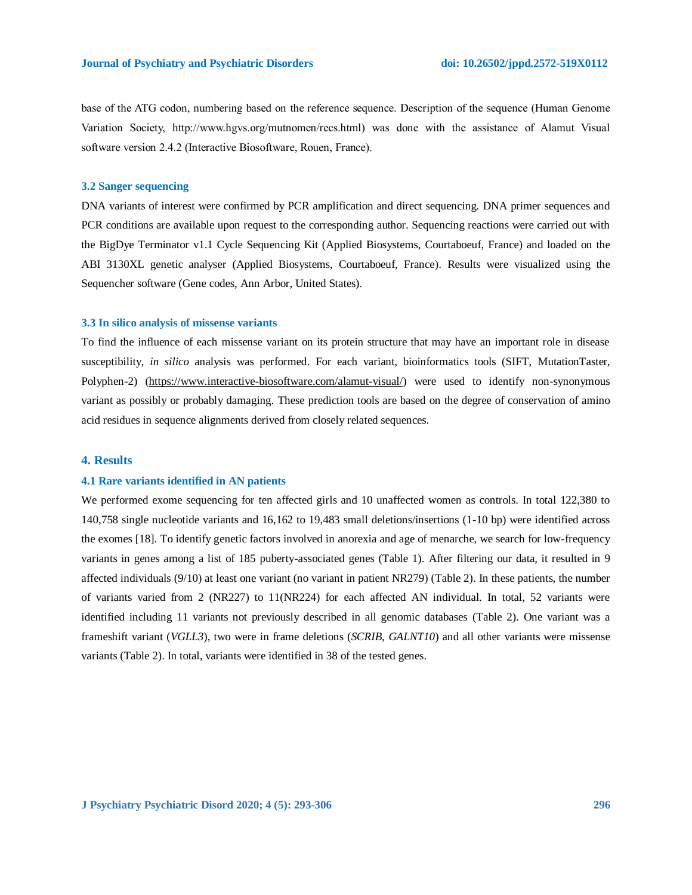base of the ATG codon, numbering based on the reference sequence. Description of the sequence (Human Genome Variation Society, http://www.hgvs.org/mutnomen/recs.html) was done with the assistance of Alamut Visual software version 2.4.2 (Interactive Biosoftware, Rouen, France).

### 3.2 Sanger sequencing

DNA variants of interest were confirmed by PCR amplification and direct sequencing. DNA primer sequences and PCR conditions are available upon request to the corresponding author. Sequencing reactions were carried out with the BigDye Terminator v1.1 Cycle Sequencing Kit (Applied Biosystems, Courtaboeuf, France) and loaded on the ABI 3130XL genetic analyser (Applied Biosystems, Courtaboeuf, France). Results were visualized using the Sequencher software (Gene codes, Ann Arbor, United States).

### 3.3 In silico analysis of missense variants

To find the influence of each missense variant on its protein structure that may have an important role in disease susceptibility, *in silico* analysis was performed. For each variant, bioinformatics tools (SIFT, MutationTaster, Polyphen-2) (https://www.interactive-biosoftware.com/alamut-visual/) were used to identify non-synonymous variant as possibly or probably damaging. These prediction tools are based on the degree of conservation of amino acid residues in sequence alignments derived from closely related sequences.

## 4. Results

### 4.1 Rare variants identified in AN patients

We performed exome sequencing for ten affected girls and 10 unaffected women as controls. In total 122,380 to 140,758 single nucleotide variants and 16,162 to 19,483 small deletions/insertions (1-10 bp) were identified across the exomes [18]. To identify genetic factors involved in anorexia and age of menarche, we search for low-frequency variants in genes among a list of 185 puberty-associated genes (Table 1). After filtering our data, it resulted in 9 affected individuals (9/10) at least one variant (no variant in patient NR279) (Table 2). In these patients, the number of variants varied from 2 (NR227) to 11(NR224) for each affected AN individual. In total, 52 variants were identified including 11 variants not previously described in all genomic databases (Table 2). One variant was a frameshift variant (*VGLL3*), two were in frame deletions (*SCRIB, GALNT10*) and all other variants were missense variants (Table 2). In total, variants were identified in 38 of the tested genes.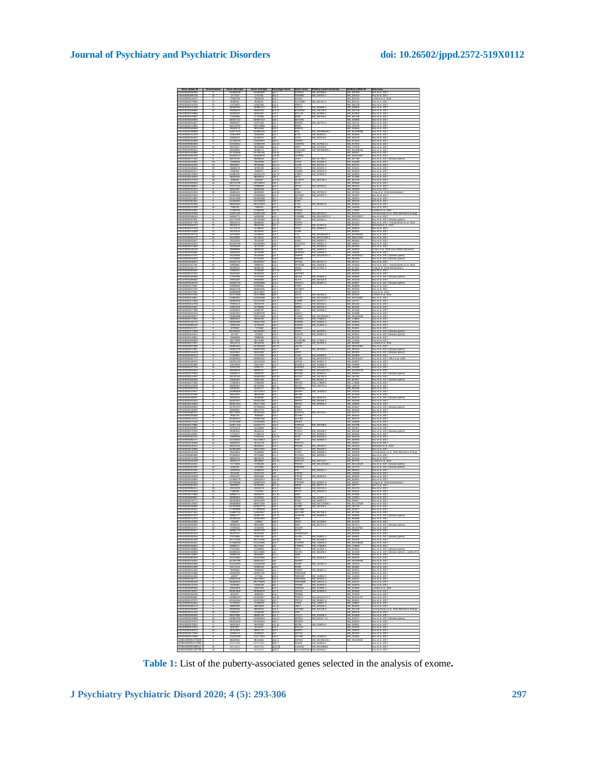**Table 1:** List of the puberty-associated genes selected in the analysis of exome.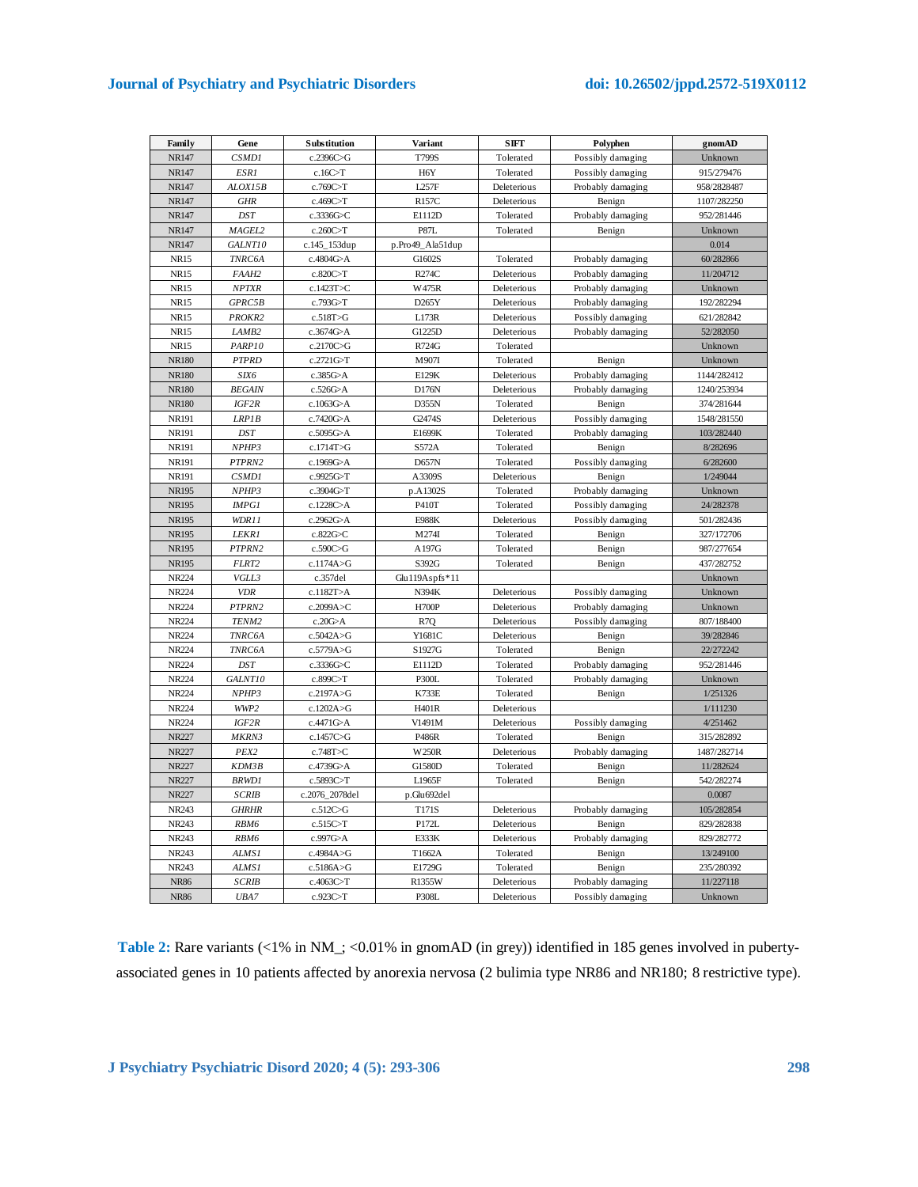| Family | Gene | Substitution | Variant | SIFT | Polyphen | gnomAD |
|---|---|---|---|---|---|---|
| NR147 | *CSMD1* | c.2396C>G | T799S | Tolerated | Possibly damaging | Unknown |
| NR147 | *ESR1* | c.16C>T | H6Y | Tolerated | Possibly damaging | 915/279476 |
| NR147 | *ALOX15B* | c.769C>T | L257F | Deleterious | Probably damaging | 958/2828487 |
| NR147 | *GHR* | c.469C>T | R157C | Deleterious | Benign | 1107/282250 |
| NR147 | *DST* | c.3336G>C | E1112D | Tolerated | Probably damaging | 952/281446 |
| NR147 | *MAGEL2* | c.260C>T | P87L | Tolerated | Benign | Unknown |
| NR147 | *GALNT10* | c.145_153dup | p.Pro49_Ala51dup | | | 0.014 |
| NR15 | *TNRC6A* | c.4804G>A | G1602S | Tolerated | Probably damaging | 60/282866 |
| NR15 | *FAAH2* | c.820C>T | R274C | Deleterious | Probably damaging | 11/204712 |
| NR15 | *NPTXR* | c.1423T>C | W475R | Deleterious | Probably damaging | Unknown |
| NR15 | *GPRC5B* | c.793G>T | D265Y | Deleterious | Probably damaging | 192/282294 |
| NR15 | *PROKR2* | c.518T>G | L173R | Deleterious | Probably damaging | 621/282842 |
| NR15 | *LAMB2* | c.3674G>A | G1225D | Deleterious | Probably damaging | 52/282050 |
| NR15 | *PARP10* | c.2170C>G | R724G | Tolerated | | Unknown |
| NR180 | *PTPRD* | c.2721G>T | M907I | Tolerated | Benign | Unknown |
| NR180 | *SIX6* | c.385G>A | E129K | Deleterious | Probably damaging | 1144/282412 |
| NR180 | *BEGAIN* | c.526G>A | D176N | Deleterious | Probably damaging | 1240/253934 |
| NR180 | *IGF2R* | c.1063G>A | D355N | Tolerated | Benign | 374/281644 |
| NR191 | *LRP1B* | c.7420G>A | G2474S | Deleterious | Possibly damaging | 1548/281550 |
| NR191 | *DST* | c.5095G>A | E1699K | Tolerated | Probably damaging | 103/282440 |
| NR191 | *NPHP3* | c.1714T>G | S572A | Tolerated | Benign | 8/282696 |
| NR191 | *PTPRN2* | c.1969G>A | D657N | Tolerated | Possibly damaging | 6/282600 |
| NR191 | *CSMD1* | c.9925G>T | A3309S | Deleterious | Benign | 1/249044 |
| NR195 | *NPHP3* | c.3904G>T | p.A1302S | Tolerated | Probably damaging | Unknown |
| NR195 | *IMPG1* | c.1228C>A | P410T | Tolerated | Possibly damaging | 24/282378 |
| NR195 | *WDR11* | c.2962G>A | E988K | Deleterious | Possibly damaging | 501/282436 |
| NR195 | *LEKR1* | c.822G>C | M274I | Tolerated | Benign | 327/172706 |
| NR195 | *PTPRN2* | c.590C>G | A197G | Tolerated | Benign | 987/277654 |
| NR195 | *FLRT2* | c.1174A>G | S392G | Tolerated | Benign | 437/282752 |
| NR224 | *VGLL3* | c.357del | Glu119Aspfs*11 | | | Unknown |
| NR224 | *VDR* | c.1182T>A | N394K | Deleterious | Possibly damaging | Unknown |
| NR224 | *PTPRN2* | c.2099A>C | H700P | Deleterious | Probably damaging | Unknown |
| NR224 | *TENM2* | c.20G>A | R7Q | Deleterious | Possibly damaging | 807/188400 |
| NR224 | *TNRC6A* | c.5042A>G | Y1681C | Deleterious | Benign | 39/282846 |
| NR224 | *TNRC6A* | c.5779A>G | S1927G | Tolerated | Benign | 22/272242 |
| NR224 | *DST* | c.3336G>C | E1112D | Tolerated | Probably damaging | 952/281446 |
| NR224 | *GALNT10* | c.899C>T | P300L | Tolerated | Probably damaging | Unknown |
| NR224 | *NPHP3* | c.2197A>G | K733E | Tolerated | Benign | 1/251326 |
| NR224 | *WWP2* | c.1202A>G | H401R | Deleterious | | 1/111230 |
| NR224 | *IGF2R* | c.4471G>A | V1491M | Deleterious | Possibly damaging | 4/251462 |
| NR227 | *MKRN3* | c.1457C>G | P486R | Tolerated | Benign | 315/282892 |
| NR227 | *PEX2* | c.748T>C | W250R | Deleterious | Probably damaging | 1487/282714 |
| NR227 | *KDM3B* | c.4739G>A | G1580D | Tolerated | Benign | 11/282624 |
| NR227 | *BRWD1* | c.5893C>T | L1965F | Tolerated | Benign | 542/282274 |
| NR227 | *SCRIB* | c.2076_2078del | p.Glu692del | | | 0.0087 |
| NR243 | *GHRHR* | c.512C>G | T171S | Deleterious | Probably damaging | 105/282854 |
| NR243 | *RBM6* | c.515C>T | P172L | Deleterious | Benign | 829/282838 |
| NR243 | *RBM6* | c.997G>A | E333K | Deleterious | Probably damaging | 829/282772 |
| NR243 | *ALMS1* | c.4984A>G | T1662A | Tolerated | Benign | 13/249100 |
| NR243 | *ALMS1* | c.5186A>G | E1729G | Tolerated | Benign | 235/280392 |
| NR86 | *SCRIB* | c.4063C>T | R1355W | Deleterious | Probably damaging | 11/227118 |
| NR86 | *UBA7* | c.923C>T | P308L | Deleterious | Possibly damaging | Unknown |

**Table 2:** Rare variants (<1% in NM_; <0.01% in gnomAD (in grey)) identified in 185 genes involved in puberty-associated genes in 10 patients affected by anorexia nervosa (2 bulimia type NR86 and NR180; 8 restrictive type).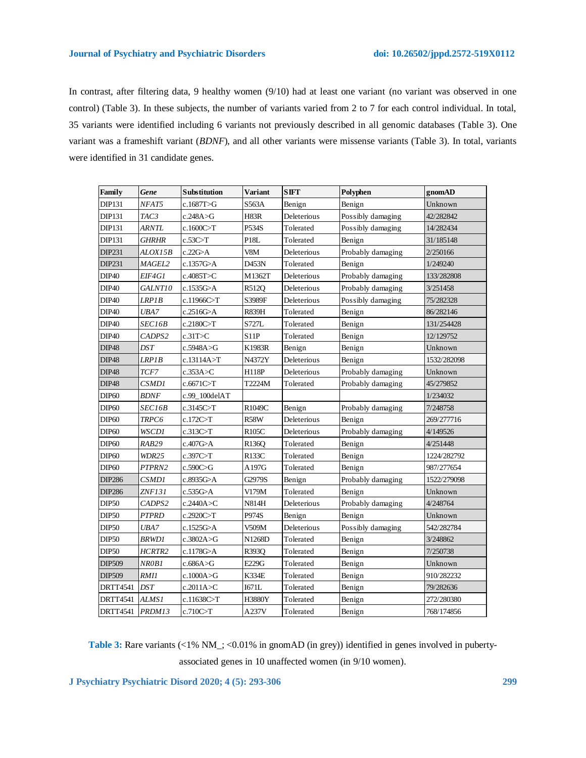In contrast, after filtering data, 9 healthy women (9/10) had at least one variant (no variant was observed in one control) (Table 3). In these subjects, the number of variants varied from 2 to 7 for each control individual. In total, 35 variants were identified including 6 variants not previously described in all genomic databases (Table 3). One variant was a frameshift variant (*BDNF*), and all other variants were missense variants (Table 3). In total, variants were identified in 31 candidate genes.

| Family | Gene | Substitution | Variant | SIFT | Polyphen | gnomAD |
|---|---|---|---|---|---|---|
| DIP131 | *NFAT5* | c.1687T>G | S563A | Benign | Benign | Unknown |
| DIP131 | *TAC3* | c.248A>G | H83R | Deleterious | Possibly damaging | 42/282842 |
| DIP131 | *ARNTL* | c.1600C>T | P534S | Tolerated | Possibly damaging | 14/282434 |
| DIP131 | *GHRHR* | c.53C>T | P18L | Tolerated | Benign | 31/185148 |
| DIP231 | *ALOX15B* | c.22G>A | V8M | Deleterious | Probably damaging | 2/250166 |
| DIP231 | *MAGEL2* | c.1357G>A | D453N | Tolerated | Benign | 1/249240 |
| DIP40 | *EIF4G1* | c.4085T>C | M1362T | Deleterious | Probably damaging | 133/282808 |
| DIP40 | *GALNT10* | c.1535G>A | R512Q | Deleterious | Probably damaging | 3/251458 |
| DIP40 | *LRP1B* | c.11966C>T | S3989F | Deleterious | Possibly damaging | 75/282328 |
| DIP40 | *UBA7* | c.2516G>A | R839H | Tolerated | Benign | 86/282146 |
| DIP40 | *SEC16B* | c.2180C>T | S727L | Tolerated | Benign | 131/254428 |
| DIP40 | *CADPS2* | c.31T>C | S11P | Tolerated | Benign | 12/129752 |
| DIP48 | *DST* | c.5948A>G | K1983R | Benign | Benign | Unknown |
| DIP48 | *LRP1B* | c.13114A>T | N4372Y | Deleterious | Benign | 1532/282098 |
| DIP48 | *TCF7* | c.353A>C | H118P | Deleterious | Probably damaging | Unknown |
| DIP48 | *CSMD1* | c.6671C>T | T2224M | Tolerated | Probably damaging | 45/279852 |
| DIP60 | *BDNF* | c.99_100delAT | | | | 1/234032 |
| DIP60 | *SEC16B* | c.3145C>T | R1049C | Benign | Probably damaging | 7/248758 |
| DIP60 | *TRPC6* | c.172C>T | R58W | Deleterious | Benign | 269/277716 |
| DIP60 | *WSCD1* | c.313C>T | R105C | Deleterious | Probably damaging | 4/149526 |
| DIP60 | *RAB29* | c.407G>A | R136Q | Tolerated | Benign | 4/251448 |
| DIP60 | *WDR25* | c.397C>T | R133C | Tolerated | Benign | 1224/282792 |
| DIP60 | *PTPRN2* | c.590C>G | A197G | Tolerated | Benign | 987/277654 |
| DIP286 | *CSMD1* | c.8935G>A | G2979S | Benign | Probably damaging | 1522/279098 |
| DIP286 | *ZNF131* | c.535G>A | V179M | Tolerated | Benign | Unknown |
| DIP50 | *CADPS2* | c.2440A>C | N814H | Deleterious | Probably damaging | 4/248764 |
| DIP50 | *PTPRD* | c.2920C>T | P974S | Benign | Benign | Unknown |
| DIP50 | *UBA7* | c.1525G>A | V509M | Deleterious | Possibly damaging | 542/282784 |
| DIP50 | *BRWD1* | c.3802A>G | N1268D | Tolerated | Benign | 3/248862 |
| DIP50 | *HCRTR2* | c.1178G>A | R393Q | Tolerated | Benign | 7/250738 |
| DIP509 | *NR0B1* | c.686A>G | E229G | Tolerated | Benign | Unknown |
| DIP509 | *RMI1* | c.1000A>G | K334E | Tolerated | Benign | 910/282232 |
| DRTT4541 | *DST* | c.2011A>C | I671L | Tolerated | Benign | 79/282636 |
| DRTT4541 | *ALMS1* | c.11638C>T | H3880Y | Tolerated | Benign | 272/280380 |
| DRTT4541 | *PRDM13* | c.710C>T | A237V | Tolerated | Benign | 768/174856 |

**Table 3:** Rare variants (<1% NM_; <0.01% in gnomAD (in grey)) identified in genes involved in puberty-associated genes in 10 unaffected women (in 9/10 women).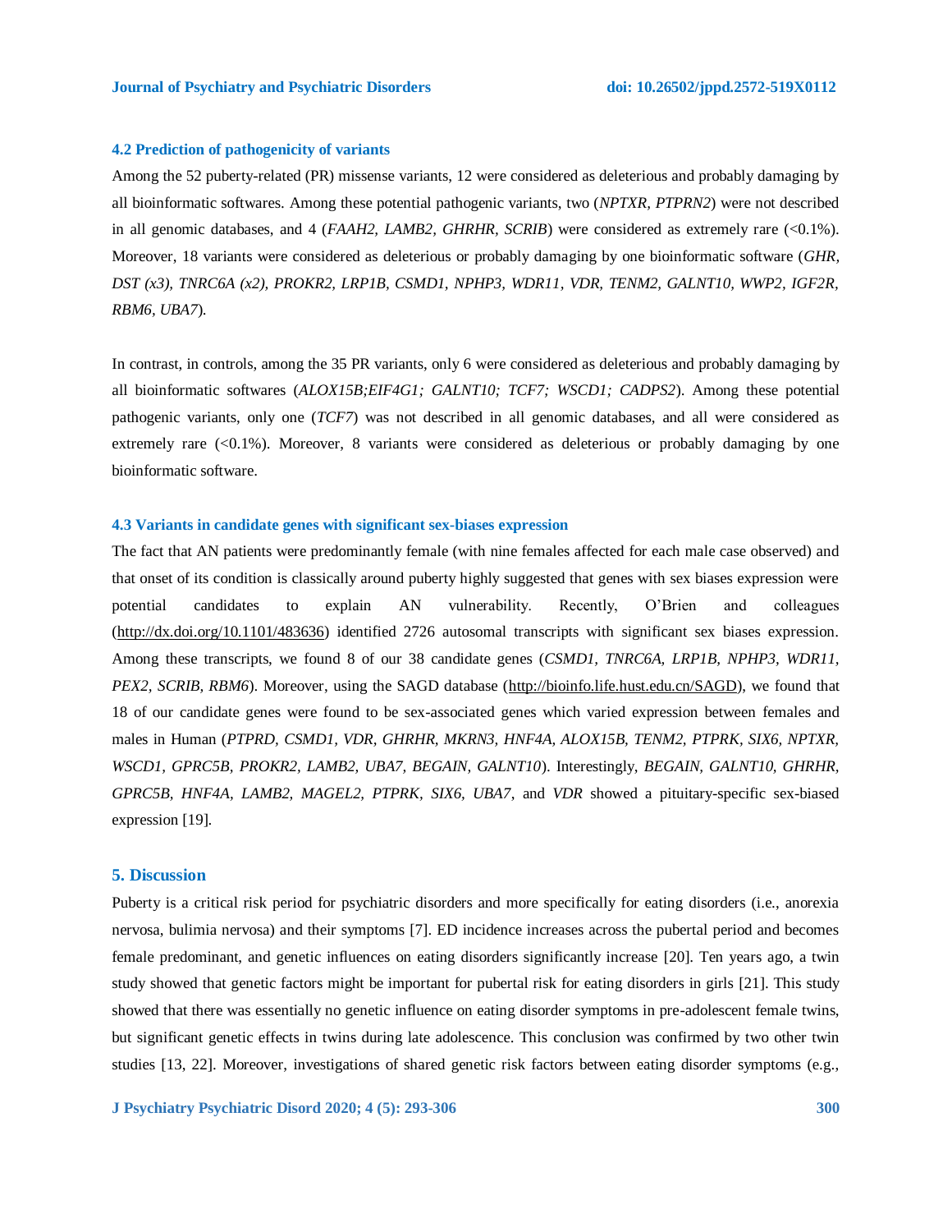### 4.2 Prediction of pathogenicity of variants

Among the 52 puberty-related (PR) missense variants, 12 were considered as deleterious and probably damaging by all bioinformatic softwares. Among these potential pathogenic variants, two (*NPTXR, PTPRN2*) were not described in all genomic databases, and 4 (*FAAH2, LAMB2, GHRHR, SCRIB*) were considered as extremely rare (<0.1%). Moreover, 18 variants were considered as deleterious or probably damaging by one bioinformatic software (*GHR, DST (x3), TNRC6A (x2), PROKR2, LRP1B, CSMD1, NPHP3, WDR11, VDR, TENM2, GALNT10, WWP2, IGF2R, RBM6, UBA7*).

In contrast, in controls, among the 35 PR variants, only 6 were considered as deleterious and probably damaging by all bioinformatic softwares (*ALOX15B;EIF4G1; GALNT10; TCF7; WSCD1; CADPS2*). Among these potential pathogenic variants, only one (*TCF7*) was not described in all genomic databases, and all were considered as extremely rare (<0.1%). Moreover, 8 variants were considered as deleterious or probably damaging by one bioinformatic software.

### 4.3 Variants in candidate genes with significant sex-biases expression

The fact that AN patients were predominantly female (with nine females affected for each male case observed) and that onset of its condition is classically around puberty highly suggested that genes with sex biases expression were potential candidates to explain AN vulnerability. Recently, O'Brien and colleagues (http://dx.doi.org/10.1101/483636) identified 2726 autosomal transcripts with significant sex biases expression. Among these transcripts, we found 8 of our 38 candidate genes (*CSMD1, TNRC6A, LRP1B, NPHP3, WDR11, PEX2, SCRIB, RBM6*). Moreover, using the SAGD database (http://bioinfo.life.hust.edu.cn/SAGD), we found that 18 of our candidate genes were found to be sex-associated genes which varied expression between females and males in Human (*PTPRD, CSMD1, VDR, GHRHR, MKRN3, HNF4A, ALOX15B, TENM2, PTPRK, SIX6, NPTXR, WSCD1, GPRC5B, PROKR2, LAMB2, UBA7, BEGAIN, GALNT10*). Interestingly, *BEGAIN, GALNT10, GHRHR, GPRC5B, HNF4A, LAMB2, MAGEL2, PTPRK, SIX6, UBA7*, and *VDR* showed a pituitary-specific sex-biased expression [19].

## 5. Discussion

Puberty is a critical risk period for psychiatric disorders and more specifically for eating disorders (i.e., anorexia nervosa, bulimia nervosa) and their symptoms [7]. ED incidence increases across the pubertal period and becomes female predominant, and genetic influences on eating disorders significantly increase [20]. Ten years ago, a twin study showed that genetic factors might be important for pubertal risk for eating disorders in girls [21]. This study showed that there was essentially no genetic influence on eating disorder symptoms in pre-adolescent female twins, but significant genetic effects in twins during late adolescence. This conclusion was confirmed by two other twin studies [13, 22]. Moreover, investigations of shared genetic risk factors between eating disorder symptoms (e.g.,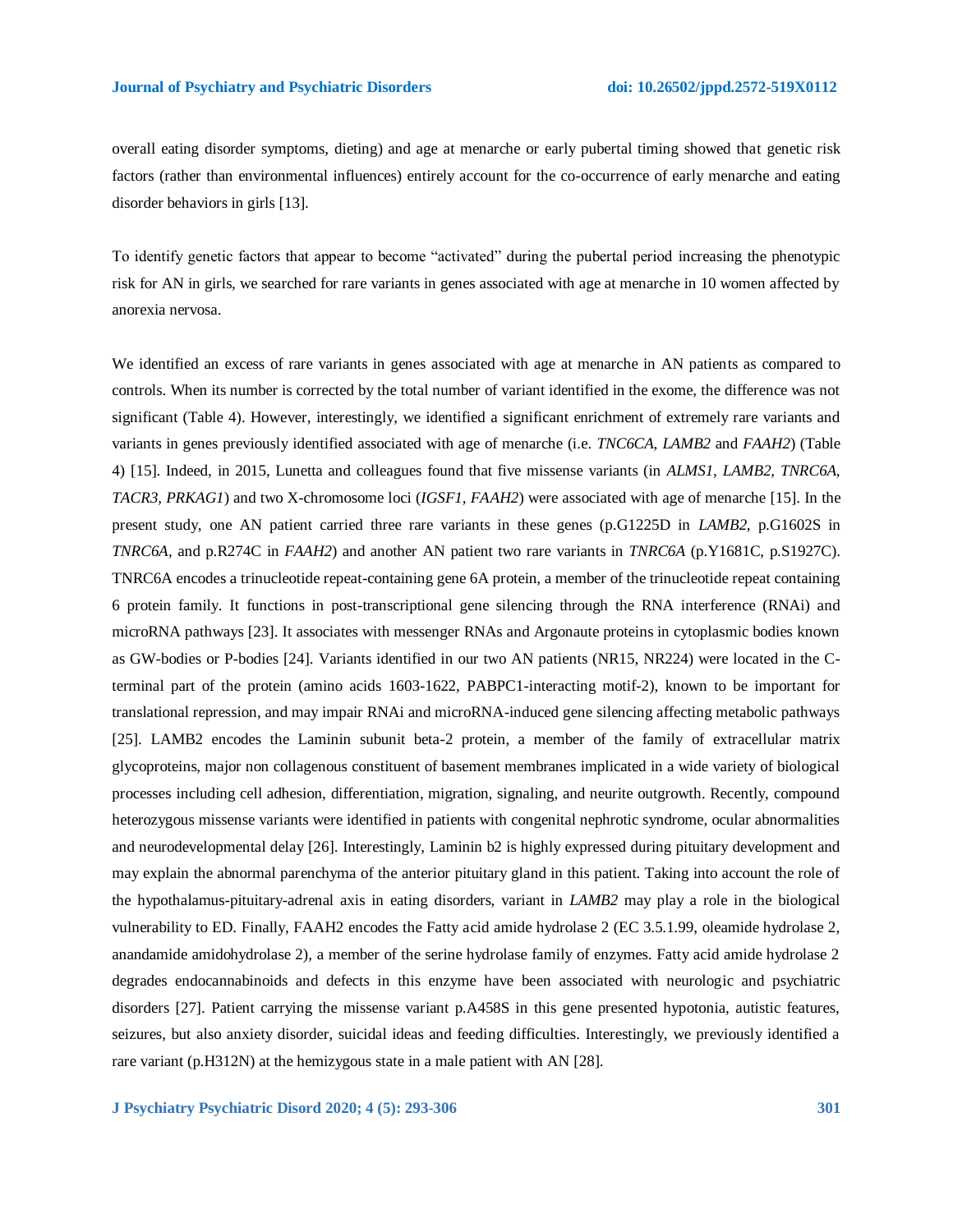overall eating disorder symptoms, dieting) and age at menarche or early pubertal timing showed that genetic risk factors (rather than environmental influences) entirely account for the co-occurrence of early menarche and eating disorder behaviors in girls [13].

To identify genetic factors that appear to become "activated" during the pubertal period increasing the phenotypic risk for AN in girls, we searched for rare variants in genes associated with age at menarche in 10 women affected by anorexia nervosa.

We identified an excess of rare variants in genes associated with age at menarche in AN patients as compared to controls. When its number is corrected by the total number of variant identified in the exome, the difference was not significant (Table 4). However, interestingly, we identified a significant enrichment of extremely rare variants and variants in genes previously identified associated with age of menarche (i.e. *TNC6CA*, *LAMB2* and *FAAH2*) (Table 4) [15]. Indeed, in 2015, Lunetta and colleagues found that five missense variants (in *ALMS1*, *LAMB2*, *TNRC6A*, *TACR3*, *PRKAG1*) and two X-chromosome loci (*IGSF1*, *FAAH2*) were associated with age of menarche [15]. In the present study, one AN patient carried three rare variants in these genes (p.G1225D in *LAMB2*, p.G1602S in *TNRC6A*, and p.R274C in *FAAH2*) and another AN patient two rare variants in *TNRC6A* (p.Y1681C, p.S1927C). TNRC6A encodes a trinucleotide repeat-containing gene 6A protein, a member of the trinucleotide repeat containing 6 protein family. It functions in post-transcriptional gene silencing through the RNA interference (RNAi) and microRNA pathways [23]. It associates with messenger RNAs and Argonaute proteins in cytoplasmic bodies known as GW-bodies or P-bodies [24]. Variants identified in our two AN patients (NR15, NR224) were located in the C-terminal part of the protein (amino acids 1603-1622, PABPC1-interacting motif-2), known to be important for translational repression, and may impair RNAi and microRNA-induced gene silencing affecting metabolic pathways [25]. LAMB2 encodes the Laminin subunit beta-2 protein, a member of the family of extracellular matrix glycoproteins, major non collagenous constituent of basement membranes implicated in a wide variety of biological processes including cell adhesion, differentiation, migration, signaling, and neurite outgrowth. Recently, compound heterozygous missense variants were identified in patients with congenital nephrotic syndrome, ocular abnormalities and neurodevelopmental delay [26]. Interestingly, Laminin b2 is highly expressed during pituitary development and may explain the abnormal parenchyma of the anterior pituitary gland in this patient. Taking into account the role of the hypothalamus-pituitary-adrenal axis in eating disorders, variant in *LAMB2* may play a role in the biological vulnerability to ED. Finally, FAAH2 encodes the Fatty acid amide hydrolase 2 (EC 3.5.1.99, oleamide hydrolase 2, anandamide amidohydrolase 2), a member of the serine hydrolase family of enzymes. Fatty acid amide hydrolase 2 degrades endocannabinoids and defects in this enzyme have been associated with neurologic and psychiatric disorders [27]. Patient carrying the missense variant p.A458S in this gene presented hypotonia, autistic features, seizures, but also anxiety disorder, suicidal ideas and feeding difficulties. Interestingly, we previously identified a rare variant (p.H312N) at the hemizygous state in a male patient with AN [28].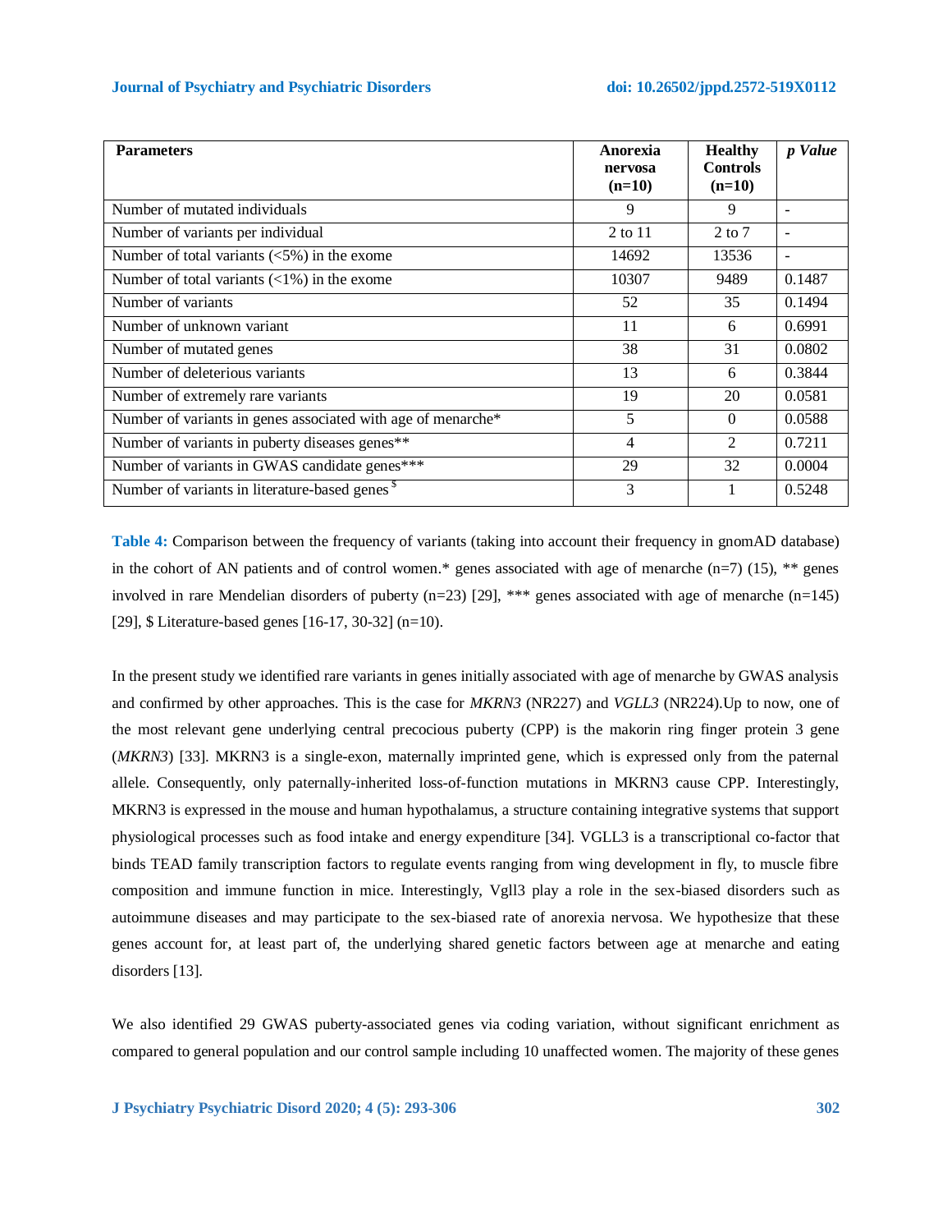| **Parameters** | **Anorexia nervosa (n=10)** | **Healthy Controls (n=10)** | ***p Value*** |
|---|---|---|---|
| Number of mutated individuals | 9 | 9 | - |
| Number of variants per individual | 2 to 11 | 2 to 7 | - |
| Number of total variants (<5%) in the exome | 14692 | 13536 | - |
| Number of total variants (<1%) in the exome | 10307 | 9489 | 0.1487 |
| Number of variants | 52 | 35 | 0.1494 |
| Number of unknown variant | 11 | 6 | 0.6991 |
| Number of mutated genes | 38 | 31 | 0.0802 |
| Number of deleterious variants | 13 | 6 | 0.3844 |
| Number of extremely rare variants | 19 | 20 | 0.0581 |
| Number of variants in genes associated with age of menarche* | 5 | 0 | 0.0588 |
| Number of variants in puberty diseases genes** | 4 | 2 | 0.7211 |
| Number of variants in GWAS candidate genes*** | 29 | 32 | 0.0004 |
| Number of variants in literature-based genes $ | 3 | 1 | 0.5248 |

**Table 4:** Comparison between the frequency of variants (taking into account their frequency in gnomAD database) in the cohort of AN patients and of control women.* genes associated with age of menarche (n=7) (15), ** genes involved in rare Mendelian disorders of puberty (n=23) [29], *** genes associated with age of menarche (n=145) [29], $ Literature-based genes [16-17, 30-32] (n=10).

In the present study we identified rare variants in genes initially associated with age of menarche by GWAS analysis and confirmed by other approaches. This is the case for *MKRN3* (NR227) and *VGLL3* (NR224).Up to now, one of the most relevant gene underlying central precocious puberty (CPP) is the makorin ring finger protein 3 gene (*MKRN3*) [33]. MKRN3 is a single-exon, maternally imprinted gene, which is expressed only from the paternal allele. Consequently, only paternally-inherited loss-of-function mutations in MKRN3 cause CPP. Interestingly, MKRN3 is expressed in the mouse and human hypothalamus, a structure containing integrative systems that support physiological processes such as food intake and energy expenditure [34]. VGLL3 is a transcriptional co-factor that binds TEAD family transcription factors to regulate events ranging from wing development in fly, to muscle fibre composition and immune function in mice. Interestingly, Vgll3 play a role in the sex-biased disorders such as autoimmune diseases and may participate to the sex-biased rate of anorexia nervosa. We hypothesize that these genes account for, at least part of, the underlying shared genetic factors between age at menarche and eating disorders [13].

We also identified 29 GWAS puberty-associated genes via coding variation, without significant enrichment as compared to general population and our control sample including 10 unaffected women. The majority of these genes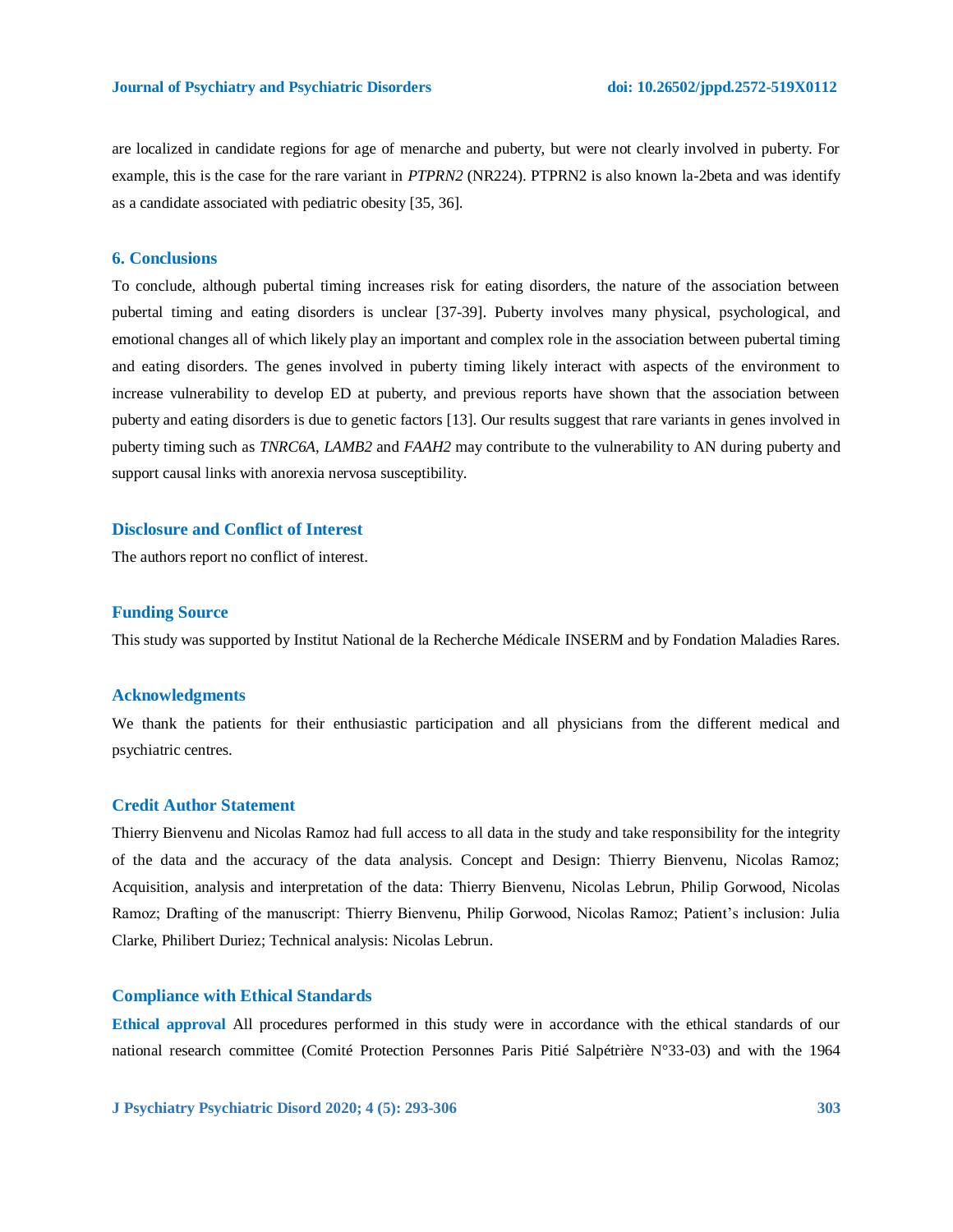are localized in candidate regions for age of menarche and puberty, but were not clearly involved in puberty. For example, this is the case for the rare variant in *PTPRN2* (NR224). PTPRN2 is also known la-2beta and was identify as a candidate associated with pediatric obesity [35, 36].

## 6. Conclusions

To conclude, although pubertal timing increases risk for eating disorders, the nature of the association between pubertal timing and eating disorders is unclear [37-39]. Puberty involves many physical, psychological, and emotional changes all of which likely play an important and complex role in the association between pubertal timing and eating disorders. The genes involved in puberty timing likely interact with aspects of the environment to increase vulnerability to develop ED at puberty, and previous reports have shown that the association between puberty and eating disorders is due to genetic factors [13]. Our results suggest that rare variants in genes involved in puberty timing such as *TNRC6A*, *LAMB2* and *FAAH2* may contribute to the vulnerability to AN during puberty and support causal links with anorexia nervosa susceptibility.

## Disclosure and Conflict of Interest

The authors report no conflict of interest.

## Funding Source

This study was supported by Institut National de la Recherche Médicale INSERM and by Fondation Maladies Rares.

## Acknowledgments

We thank the patients for their enthusiastic participation and all physicians from the different medical and psychiatric centres.

## Credit Author Statement

Thierry Bienvenu and Nicolas Ramoz had full access to all data in the study and take responsibility for the integrity of the data and the accuracy of the data analysis. Concept and Design: Thierry Bienvenu, Nicolas Ramoz; Acquisition, analysis and interpretation of the data: Thierry Bienvenu, Nicolas Lebrun, Philip Gorwood, Nicolas Ramoz; Drafting of the manuscript: Thierry Bienvenu, Philip Gorwood, Nicolas Ramoz; Patient's inclusion: Julia Clarke, Philibert Duriez; Technical analysis: Nicolas Lebrun.

## Compliance with Ethical Standards

**Ethical approval** All procedures performed in this study were in accordance with the ethical standards of our national research committee (Comité Protection Personnes Paris Pitié Salpétrière N°33-03) and with the 1964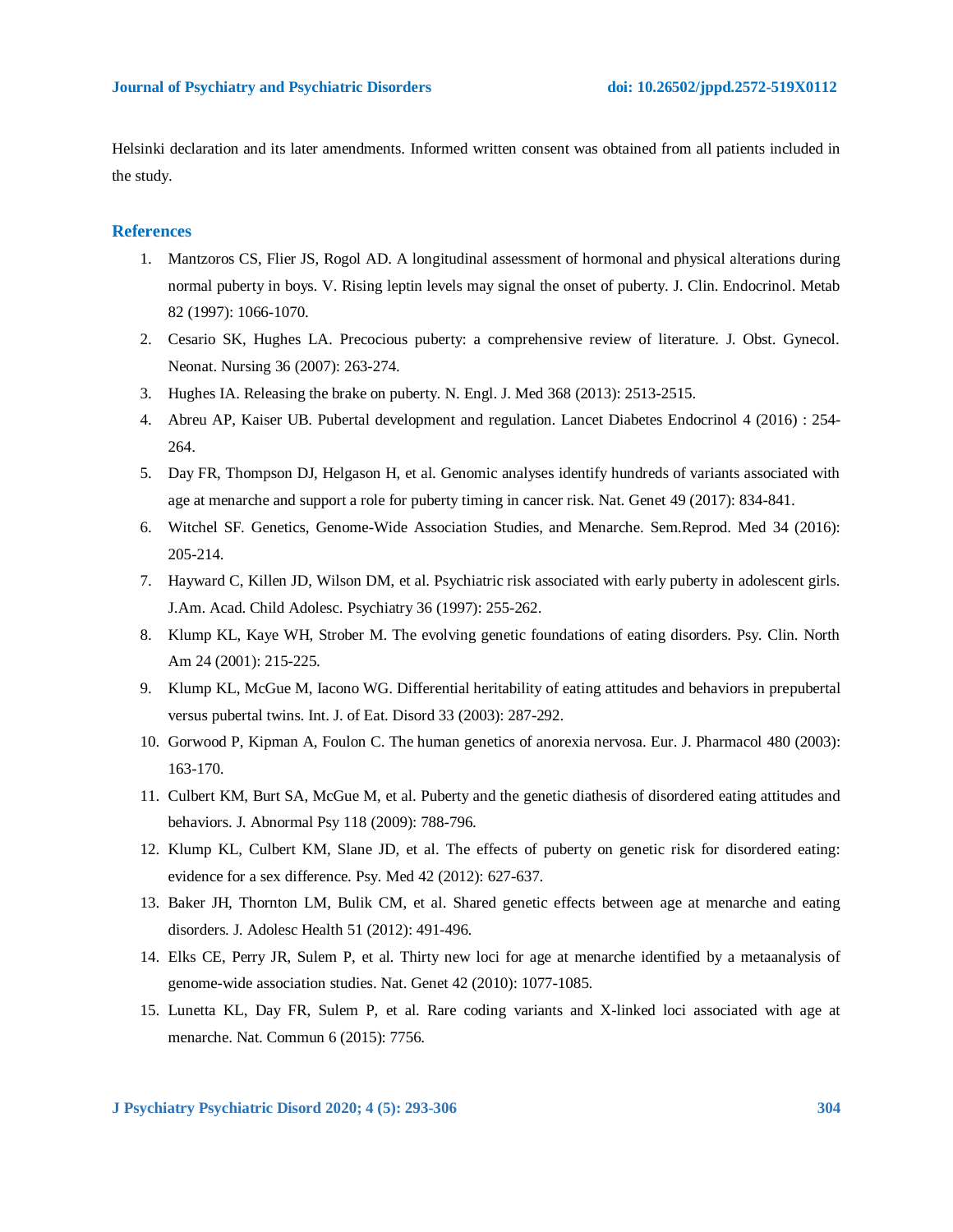Helsinki declaration and its later amendments. Informed written consent was obtained from all patients included in the study.

## References

1. Mantzoros CS, Flier JS, Rogol AD. A longitudinal assessment of hormonal and physical alterations during normal puberty in boys. V. Rising leptin levels may signal the onset of puberty. J. Clin. Endocrinol. Metab 82 (1997): 1066-1070.
2. Cesario SK, Hughes LA. Precocious puberty: a comprehensive review of literature. J. Obst. Gynecol. Neonat. Nursing 36 (2007): 263-274.
3. Hughes IA. Releasing the brake on puberty. N. Engl. J. Med 368 (2013): 2513-2515.
4. Abreu AP, Kaiser UB. Pubertal development and regulation. Lancet Diabetes Endocrinol 4 (2016) : 254-264.
5. Day FR, Thompson DJ, Helgason H, et al. Genomic analyses identify hundreds of variants associated with age at menarche and support a role for puberty timing in cancer risk. Nat. Genet 49 (2017): 834-841.
6. Witchel SF. Genetics, Genome-Wide Association Studies, and Menarche. Sem.Reprod. Med 34 (2016): 205-214.
7. Hayward C, Killen JD, Wilson DM, et al. Psychiatric risk associated with early puberty in adolescent girls. J.Am. Acad. Child Adolesc. Psychiatry 36 (1997): 255-262.
8. Klump KL, Kaye WH, Strober M. The evolving genetic foundations of eating disorders. Psy. Clin. North Am 24 (2001): 215-225.
9. Klump KL, McGue M, Iacono WG. Differential heritability of eating attitudes and behaviors in prepubertal versus pubertal twins. Int. J. of Eat. Disord 33 (2003): 287-292.
10. Gorwood P, Kipman A, Foulon C. The human genetics of anorexia nervosa. Eur. J. Pharmacol 480 (2003): 163-170.
11. Culbert KM, Burt SA, McGue M, et al. Puberty and the genetic diathesis of disordered eating attitudes and behaviors. J. Abnormal Psy 118 (2009): 788-796.
12. Klump KL, Culbert KM, Slane JD, et al. The effects of puberty on genetic risk for disordered eating: evidence for a sex difference. Psy. Med 42 (2012): 627-637.
13. Baker JH, Thornton LM, Bulik CM, et al. Shared genetic effects between age at menarche and eating disorders. J. Adolesc Health 51 (2012): 491-496.
14. Elks CE, Perry JR, Sulem P, et al. Thirty new loci for age at menarche identified by a metaanalysis of genome-wide association studies. Nat. Genet 42 (2010): 1077-1085.
15. Lunetta KL, Day FR, Sulem P, et al. Rare coding variants and X-linked loci associated with age at menarche. Nat. Commun 6 (2015): 7756.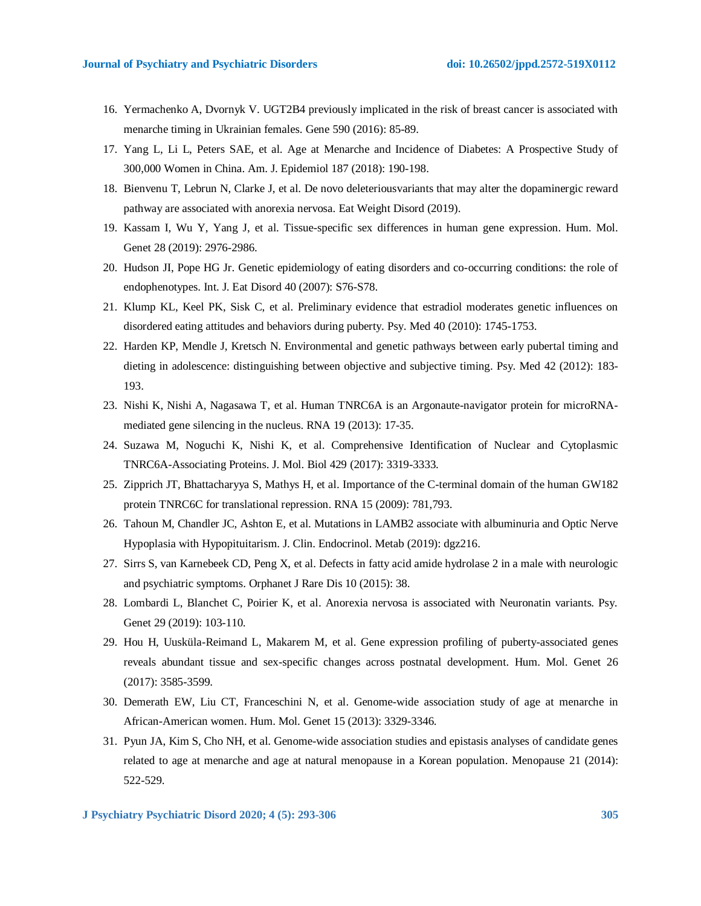16. Yermachenko A, Dvornyk V. UGT2B4 previously implicated in the risk of breast cancer is associated with menarche timing in Ukrainian females. Gene 590 (2016): 85-89.
17. Yang L, Li L, Peters SAE, et al. Age at Menarche and Incidence of Diabetes: A Prospective Study of 300,000 Women in China. Am. J. Epidemiol 187 (2018): 190-198.
18. Bienvenu T, Lebrun N, Clarke J, et al. De novo deleteriousvariants that may alter the dopaminergic reward pathway are associated with anorexia nervosa. Eat Weight Disord (2019).
19. Kassam I, Wu Y, Yang J, et al. Tissue-specific sex differences in human gene expression. Hum. Mol. Genet 28 (2019): 2976-2986.
20. Hudson JI, Pope HG Jr. Genetic epidemiology of eating disorders and co-occurring conditions: the role of endophenotypes. Int. J. Eat Disord 40 (2007): S76-S78.
21. Klump KL, Keel PK, Sisk C, et al. Preliminary evidence that estradiol moderates genetic influences on disordered eating attitudes and behaviors during puberty. Psy. Med 40 (2010): 1745-1753.
22. Harden KP, Mendle J, Kretsch N. Environmental and genetic pathways between early pubertal timing and dieting in adolescence: distinguishing between objective and subjective timing. Psy. Med 42 (2012): 183-193.
23. Nishi K, Nishi A, Nagasawa T, et al. Human TNRC6A is an Argonaute-navigator protein for microRNA-mediated gene silencing in the nucleus. RNA 19 (2013): 17-35.
24. Suzawa M, Noguchi K, Nishi K, et al. Comprehensive Identification of Nuclear and Cytoplasmic TNRC6A-Associating Proteins. J. Mol. Biol 429 (2017): 3319-3333.
25. Zipprich JT, Bhattacharyya S, Mathys H, et al. Importance of the C-terminal domain of the human GW182 protein TNRC6C for translational repression. RNA 15 (2009): 781,793.
26. Tahoun M, Chandler JC, Ashton E, et al. Mutations in LAMB2 associate with albuminuria and Optic Nerve Hypoplasia with Hypopituitarism. J. Clin. Endocrinol. Metab (2019): dgz216.
27. Sirrs S, van Karnebeek CD, Peng X, et al. Defects in fatty acid amide hydrolase 2 in a male with neurologic and psychiatric symptoms. Orphanet J Rare Dis 10 (2015): 38.
28. Lombardi L, Blanchet C, Poirier K, et al. Anorexia nervosa is associated with Neuronatin variants. Psy. Genet 29 (2019): 103-110.
29. Hou H, Uusküla-Reimand L, Makarem M, et al. Gene expression profiling of puberty-associated genes reveals abundant tissue and sex-specific changes across postnatal development. Hum. Mol. Genet 26 (2017): 3585-3599.
30. Demerath EW, Liu CT, Franceschini N, et al. Genome-wide association study of age at menarche in African-American women. Hum. Mol. Genet 15 (2013): 3329-3346.
31. Pyun JA, Kim S, Cho NH, et al. Genome-wide association studies and epistasis analyses of candidate genes related to age at menarche and age at natural menopause in a Korean population. Menopause 21 (2014): 522-529.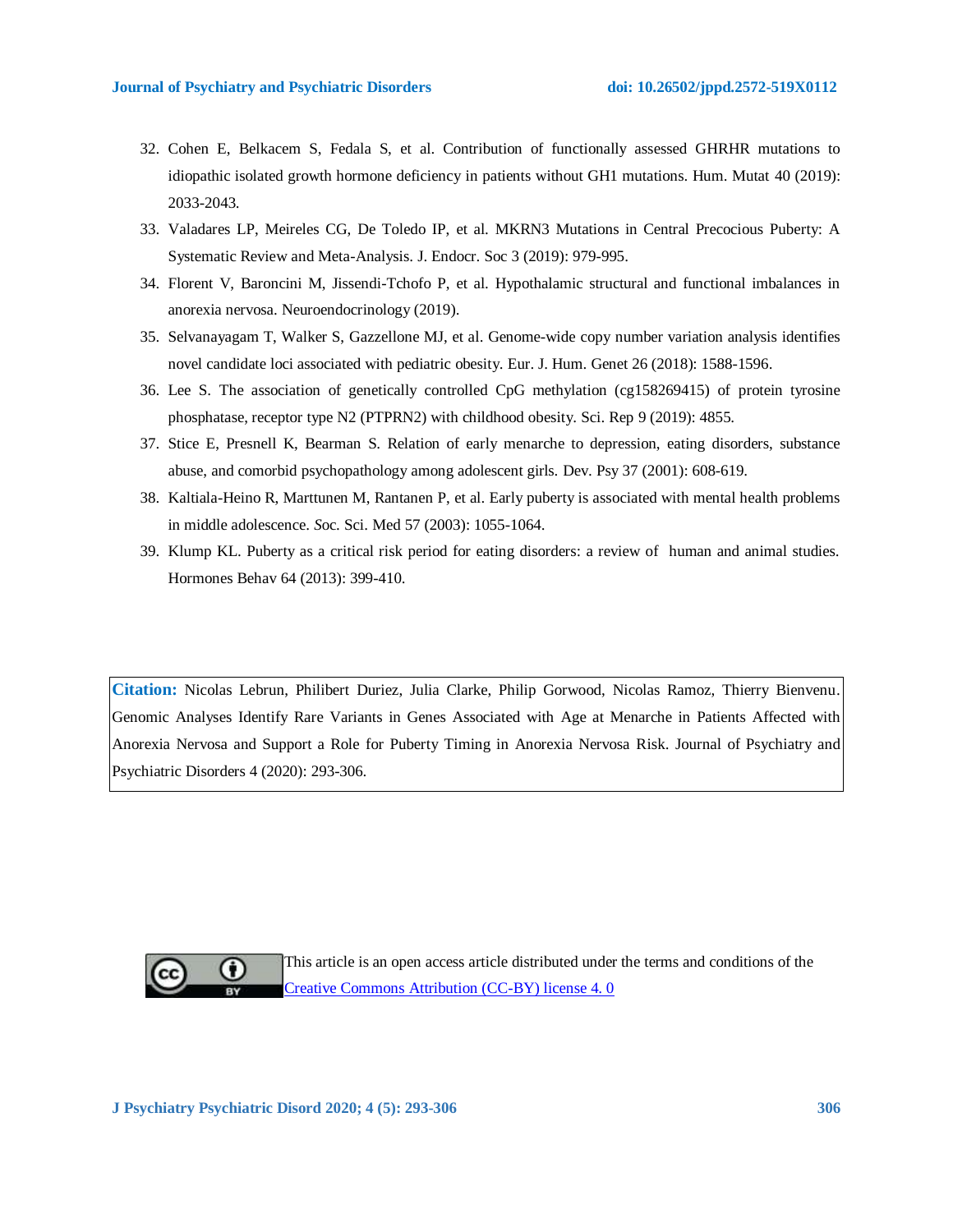32. Cohen E, Belkacem S, Fedala S, et al. Contribution of functionally assessed GHRHR mutations to idiopathic isolated growth hormone deficiency in patients without GH1 mutations. Hum. Mutat 40 (2019): 2033-2043.
33. Valadares LP, Meireles CG, De Toledo IP, et al. MKRN3 Mutations in Central Precocious Puberty: A Systematic Review and Meta-Analysis. J. Endocr. Soc 3 (2019): 979-995.
34. Florent V, Baroncini M, Jissendi-Tchofo P, et al. Hypothalamic structural and functional imbalances in anorexia nervosa. Neuroendocrinology (2019).
35. Selvanayagam T, Walker S, Gazzellone MJ, et al. Genome-wide copy number variation analysis identifies novel candidate loci associated with pediatric obesity. Eur. J. Hum. Genet 26 (2018): 1588-1596.
36. Lee S. The association of genetically controlled CpG methylation (cg158269415) of protein tyrosine phosphatase, receptor type N2 (PTPRN2) with childhood obesity. Sci. Rep 9 (2019): 4855.
37. Stice E, Presnell K, Bearman S. Relation of early menarche to depression, eating disorders, substance abuse, and comorbid psychopathology among adolescent girls. Dev. Psy 37 (2001): 608-619.
38. Kaltiala-Heino R, Marttunen M, Rantanen P, et al. Early puberty is associated with mental health problems in middle adolescence. *S*oc. Sci. Med 57 (2003): 1055-1064.
39. Klump KL. Puberty as a critical risk period for eating disorders: a review of human and animal studies. Hormones Behav 64 (2013): 399-410.

**Citation:** Nicolas Lebrun, Philibert Duriez, Julia Clarke, Philip Gorwood, Nicolas Ramoz, Thierry Bienvenu. Genomic Analyses Identify Rare Variants in Genes Associated with Age at Menarche in Patients Affected with Anorexia Nervosa and Support a Role for Puberty Timing in Anorexia Nervosa Risk. Journal of Psychiatry and Psychiatric Disorders 4 (2020): 293-306.

This article is an open access article distributed under the terms and conditions of the [Creative Commons Attribution (CC-BY) license 4. 0]